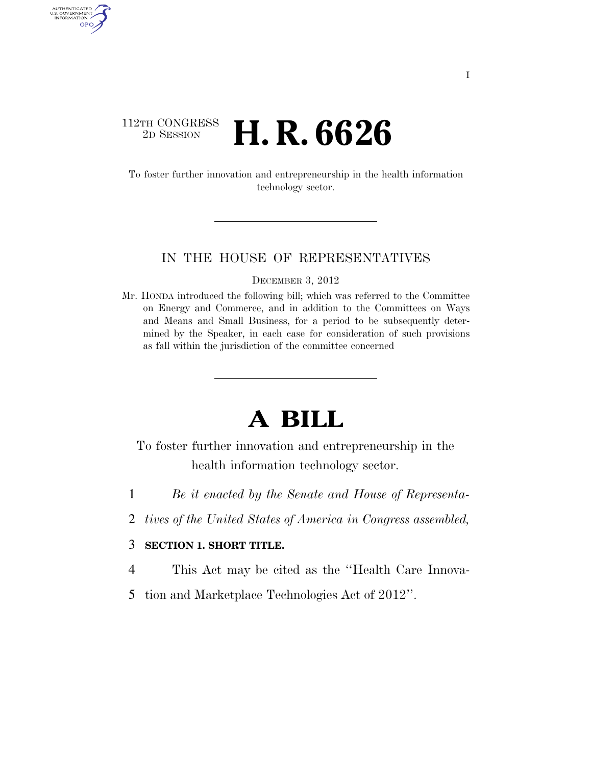112TH CONGRESS
2D SESSION

# H. R. 6626

To foster further innovation and entrepreneurship in the health information technology sector.

IN THE HOUSE OF REPRESENTATIVES

DECEMBER 3, 2012

Mr. HONDA introduced the following bill; which was referred to the Committee on Energy and Commerce, and in addition to the Committees on Ways and Means and Small Business, for a period to be subsequently determined by the Speaker, in each case for consideration of such provisions as fall within the jurisdiction of the committee concerned

# A BILL

To foster further innovation and entrepreneurship in the health information technology sector.

*Be it enacted by the Senate and House of Representatives of the United States of America in Congress assembled,*

**SECTION 1. SHORT TITLE.**

This Act may be cited as the "Health Care Innovation and Marketplace Technologies Act of 2012".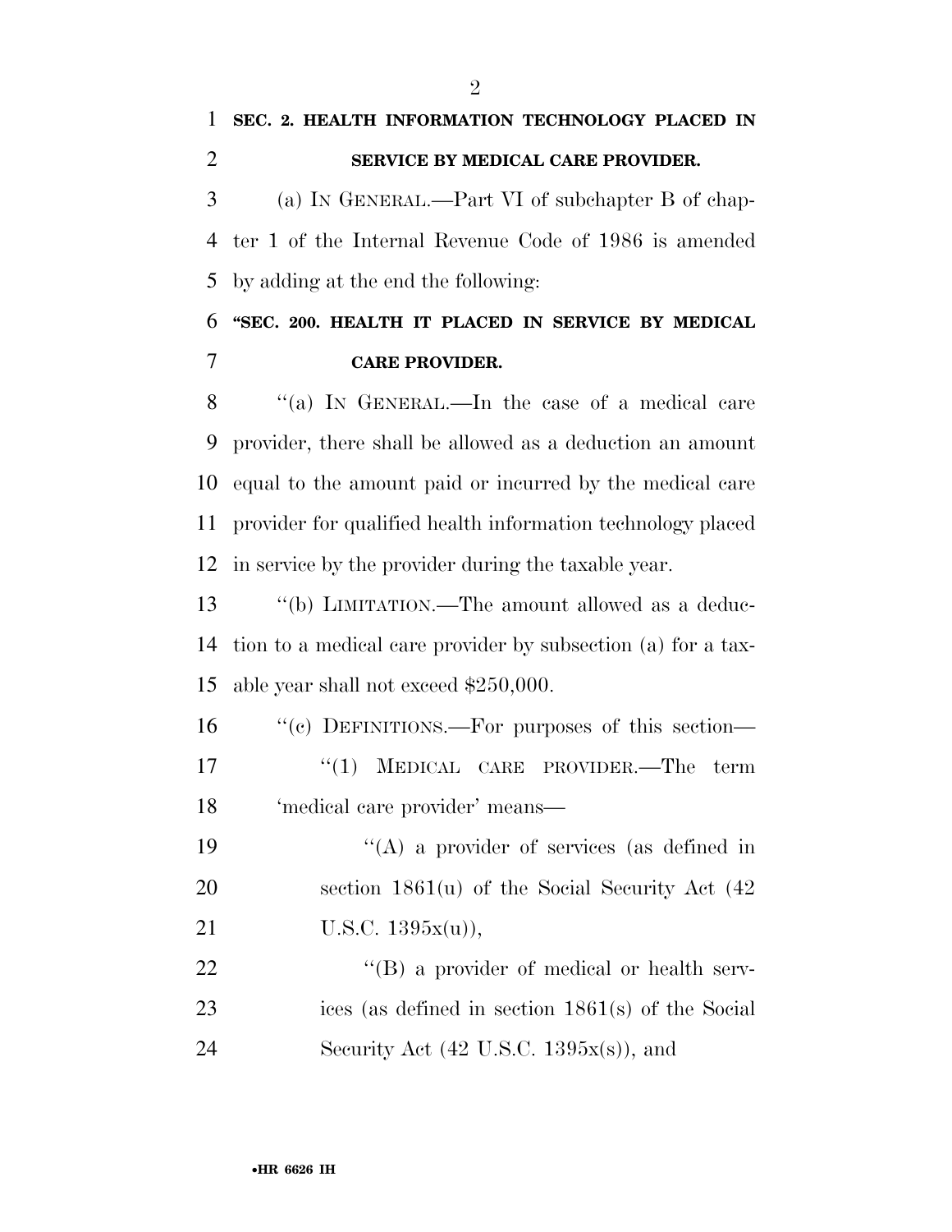**SEC. 2. HEALTH INFORMATION TECHNOLOGY PLACED IN SERVICE BY MEDICAL CARE PROVIDER.**

(a) IN GENERAL.—Part VI of subchapter B of chapter 1 of the Internal Revenue Code of 1986 is amended by adding at the end the following:

**"SEC. 200. HEALTH IT PLACED IN SERVICE BY MEDICAL CARE PROVIDER.**

"(a) IN GENERAL.—In the case of a medical care provider, there shall be allowed as a deduction an amount equal to the amount paid or incurred by the medical care provider for qualified health information technology placed in service by the provider during the taxable year.

"(b) LIMITATION.—The amount allowed as a deduction to a medical care provider by subsection (a) for a taxable year shall not exceed $250,000.

"(c) DEFINITIONS.—For purposes of this section—

"(1) MEDICAL CARE PROVIDER.—The term 'medical care provider' means—

"(A) a provider of services (as defined in section 1861(u) of the Social Security Act (42 U.S.C. 1395x(u)),

"(B) a provider of medical or health services (as defined in section 1861(s) of the Social Security Act (42 U.S.C. 1395x(s)), and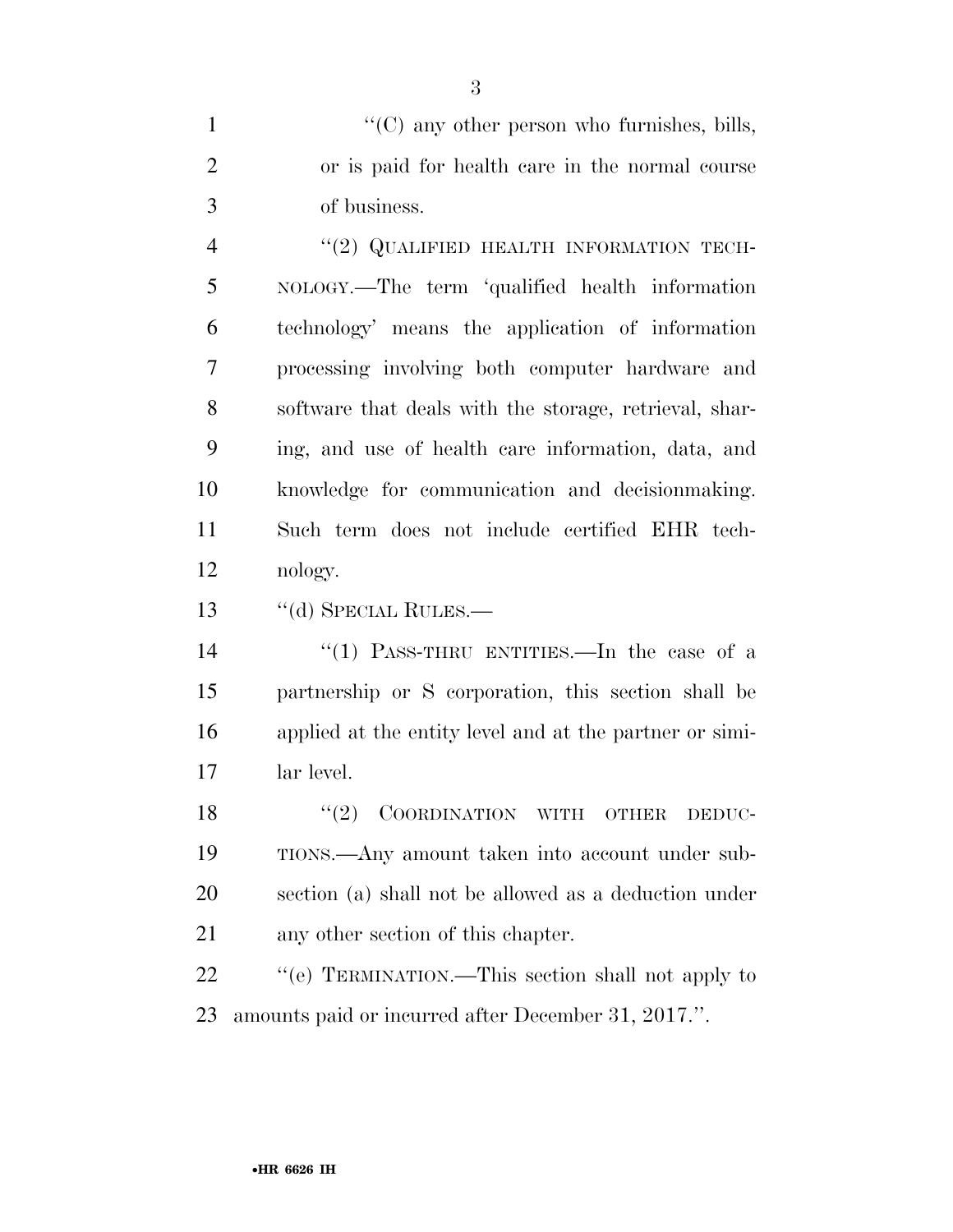"(C) any other person who furnishes, bills, or is paid for health care in the normal course of business.

"(2) QUALIFIED HEALTH INFORMATION TECHNOLOGY.—The term 'qualified health information technology' means the application of information processing involving both computer hardware and software that deals with the storage, retrieval, sharing, and use of health care information, data, and knowledge for communication and decisionmaking. Such term does not include certified EHR technology.

"(d) SPECIAL RULES.—

"(1) PASS-THRU ENTITIES.—In the case of a partnership or S corporation, this section shall be applied at the entity level and at the partner or similar level.

"(2) COORDINATION WITH OTHER DEDUCTIONS.—Any amount taken into account under subsection (a) shall not be allowed as a deduction under any other section of this chapter.

"(e) TERMINATION.—This section shall not apply to amounts paid or incurred after December 31, 2017.".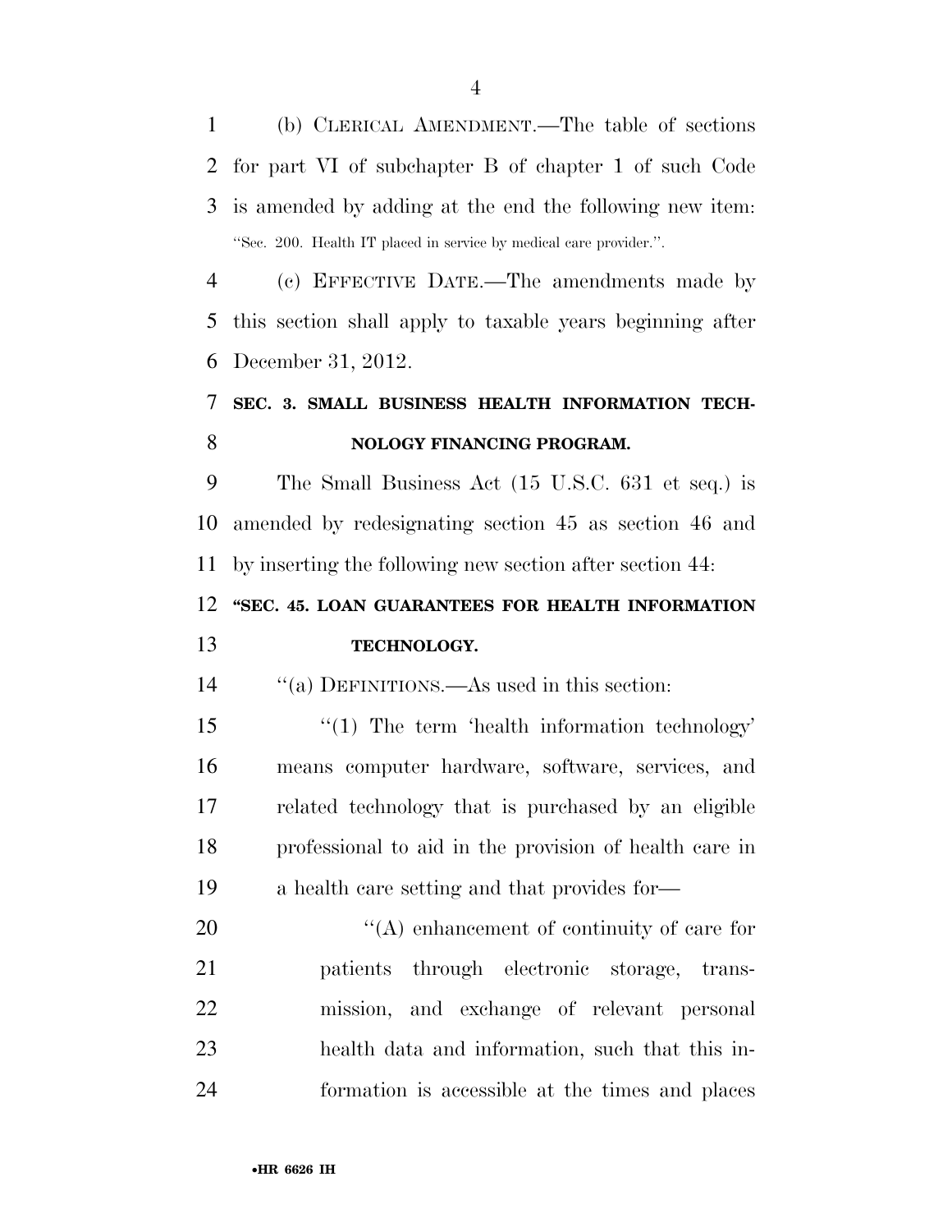(b) CLERICAL AMENDMENT.—The table of sections for part VI of subchapter B of chapter 1 of such Code is amended by adding at the end the following new item:

"Sec. 200. Health IT placed in service by medical care provider.".

(c) EFFECTIVE DATE.—The amendments made by this section shall apply to taxable years beginning after December 31, 2012.

## SEC. 3. SMALL BUSINESS HEALTH INFORMATION TECHNOLOGY FINANCING PROGRAM.

The Small Business Act (15 U.S.C. 631 et seq.) is amended by redesignating section 45 as section 46 and by inserting the following new section after section 44:

## "SEC. 45. LOAN GUARANTEES FOR HEALTH INFORMATION TECHNOLOGY.

"(a) DEFINITIONS.—As used in this section:

"(1) The term 'health information technology' means computer hardware, software, services, and related technology that is purchased by an eligible professional to aid in the provision of health care in a health care setting and that provides for—

"(A) enhancement of continuity of care for patients through electronic storage, transmission, and exchange of relevant personal health data and information, such that this information is accessible at the times and places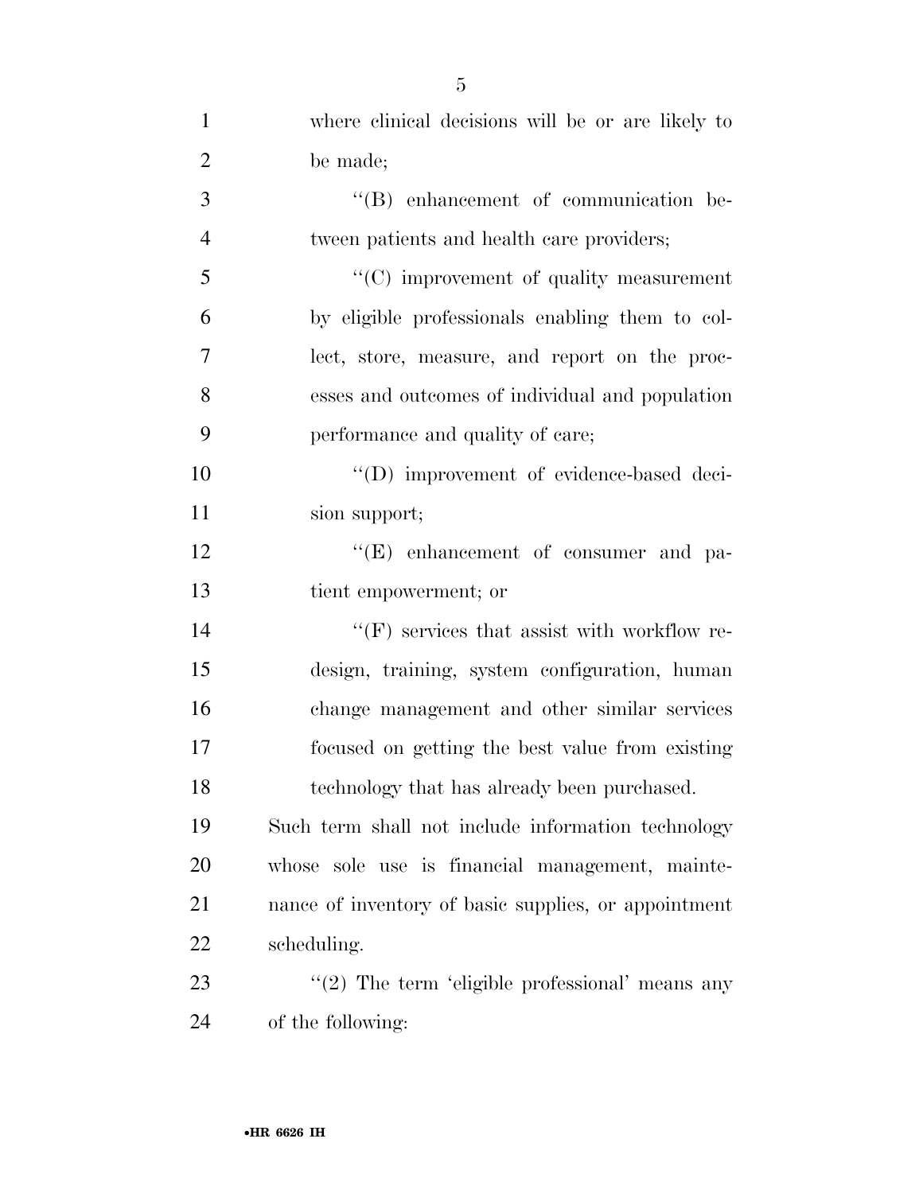where clinical decisions will be or are likely to be made;

''(B) enhancement of communication between patients and health care providers;

''(C) improvement of quality measurement by eligible professionals enabling them to collect, store, measure, and report on the processes and outcomes of individual and population performance and quality of care;

''(D) improvement of evidence-based decision support;

''(E) enhancement of consumer and patient empowerment; or

''(F) services that assist with workflow redesign, training, system configuration, human change management and other similar services focused on getting the best value from existing technology that has already been purchased.

Such term shall not include information technology whose sole use is financial management, maintenance of inventory of basic supplies, or appointment scheduling.

''(2) The term 'eligible professional' means any of the following: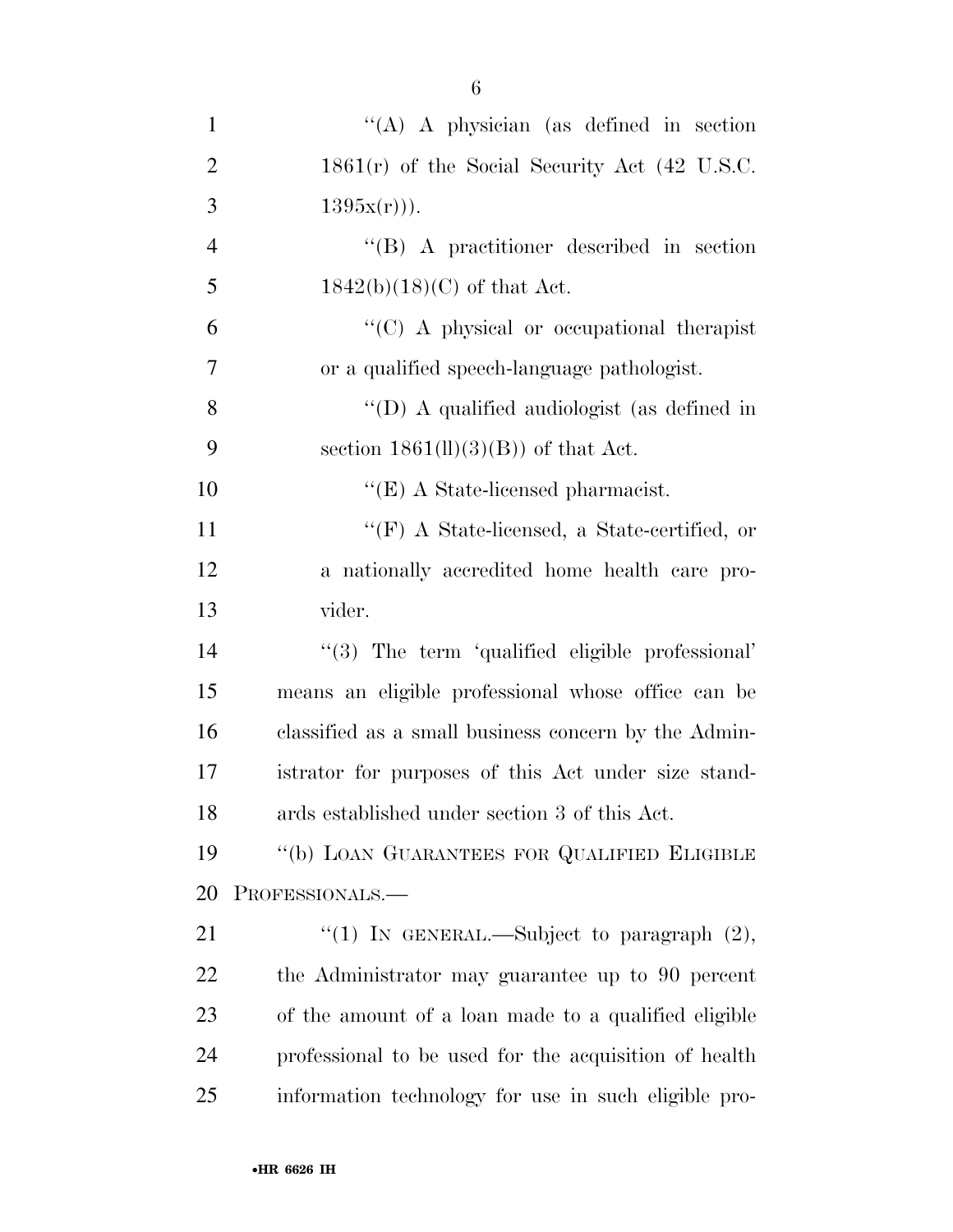"(A) A physician (as defined in section 1861(r) of the Social Security Act (42 U.S.C. 1395x(r))).

"(B) A practitioner described in section 1842(b)(18)(C) of that Act.

"(C) A physical or occupational therapist or a qualified speech-language pathologist.

"(D) A qualified audiologist (as defined in section 1861(ll)(3)(B)) of that Act.

"(E) A State-licensed pharmacist.

"(F) A State-licensed, a State-certified, or a nationally accredited home health care provider.

"(3) The term 'qualified eligible professional' means an eligible professional whose office can be classified as a small business concern by the Administrator for purposes of this Act under size standards established under section 3 of this Act.

"(b) LOAN GUARANTEES FOR QUALIFIED ELIGIBLE PROFESSIONALS.—

"(1) IN GENERAL.—Subject to paragraph (2), the Administrator may guarantee up to 90 percent of the amount of a loan made to a qualified eligible professional to be used for the acquisition of health information technology for use in such eligible pro-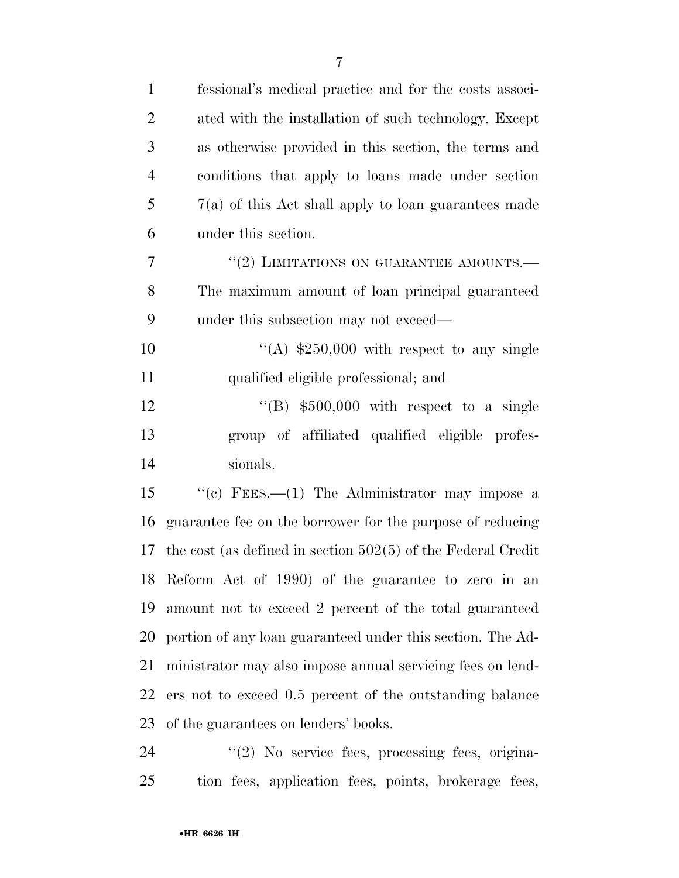fessional's medical practice and for the costs associated with the installation of such technology. Except as otherwise provided in this section, the terms and conditions that apply to loans made under section 7(a) of this Act shall apply to loan guarantees made under this section.

"(2) LIMITATIONS ON GUARANTEE AMOUNTS.— The maximum amount of loan principal guaranteed under this subsection may not exceed—

"(A) $250,000 with respect to any single qualified eligible professional; and

"(B) $500,000 with respect to a single group of affiliated qualified eligible professionals.

"(c) FEES.—(1) The Administrator may impose a guarantee fee on the borrower for the purpose of reducing the cost (as defined in section 502(5) of the Federal Credit Reform Act of 1990) of the guarantee to zero in an amount not to exceed 2 percent of the total guaranteed portion of any loan guaranteed under this section. The Administrator may also impose annual servicing fees on lenders not to exceed 0.5 percent of the outstanding balance of the guarantees on lenders' books.

"(2) No service fees, processing fees, origination fees, application fees, points, brokerage fees,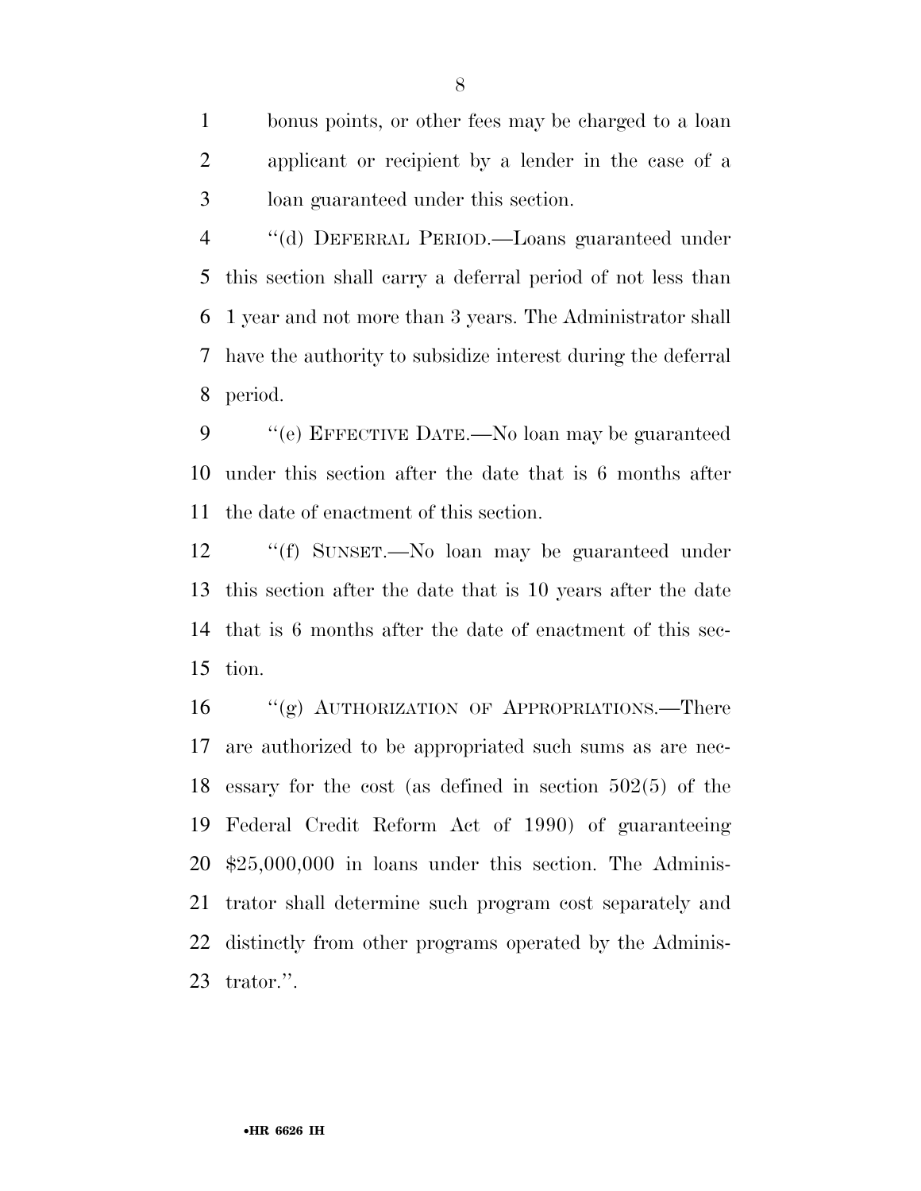bonus points, or other fees may be charged to a loan applicant or recipient by a lender in the case of a loan guaranteed under this section.

''(d) DEFERRAL PERIOD.—Loans guaranteed under this section shall carry a deferral period of not less than 1 year and not more than 3 years. The Administrator shall have the authority to subsidize interest during the deferral period.

''(e) EFFECTIVE DATE.—No loan may be guaranteed under this section after the date that is 6 months after the date of enactment of this section.

''(f) SUNSET.—No loan may be guaranteed under this section after the date that is 10 years after the date that is 6 months after the date of enactment of this section.

''(g) AUTHORIZATION OF APPROPRIATIONS.—There are authorized to be appropriated such sums as are necessary for the cost (as defined in section 502(5) of the Federal Credit Reform Act of 1990) of guaranteeing $25,000,000 in loans under this section. The Administrator shall determine such program cost separately and distinctly from other programs operated by the Administrator.''.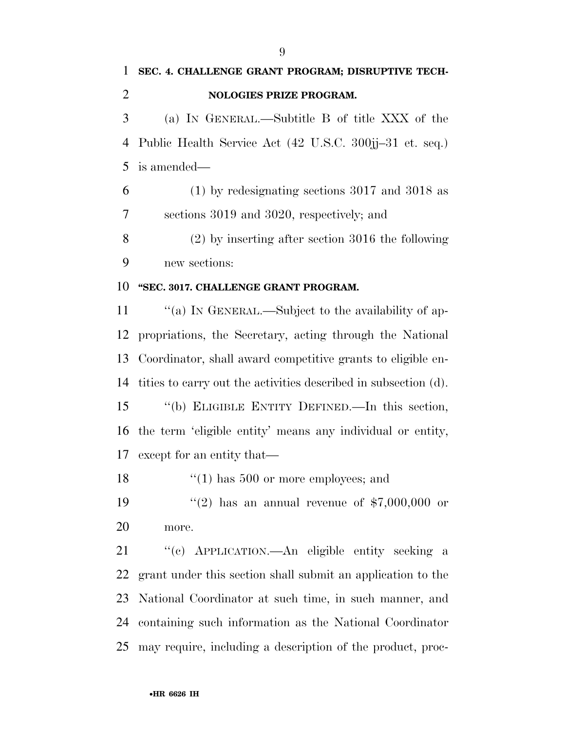**SEC. 4. CHALLENGE GRANT PROGRAM; DISRUPTIVE TECHNOLOGIES PRIZE PROGRAM.**

(a) IN GENERAL.—Subtitle B of title XXX of the Public Health Service Act (42 U.S.C. 300jj–31 et. seq.) is amended—

(1) by redesignating sections 3017 and 3018 as sections 3019 and 3020, respectively; and

(2) by inserting after section 3016 the following new sections:

**"SEC. 3017. CHALLENGE GRANT PROGRAM.**

"(a) IN GENERAL.—Subject to the availability of appropriations, the Secretary, acting through the National Coordinator, shall award competitive grants to eligible entities to carry out the activities described in subsection (d).

"(b) ELIGIBLE ENTITY DEFINED.—In this section, the term 'eligible entity' means any individual or entity, except for an entity that—

"(1) has 500 or more employees; and

"(2) has an annual revenue of $7,000,000 or more.

"(c) APPLICATION.—An eligible entity seeking a grant under this section shall submit an application to the National Coordinator at such time, in such manner, and containing such information as the National Coordinator may require, including a description of the product, proc-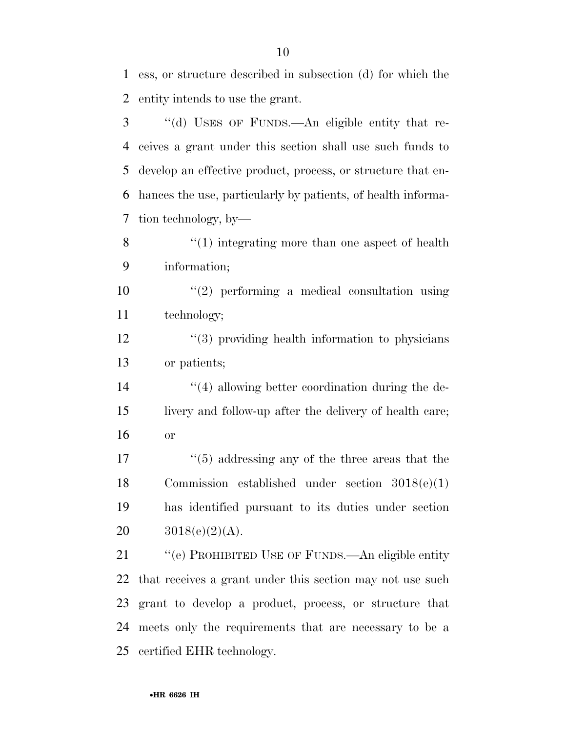ess, or structure described in subsection (d) for which the entity intends to use the grant.

"(d) USES OF FUNDS.—An eligible entity that receives a grant under this section shall use such funds to develop an effective product, process, or structure that enhances the use, particularly by patients, of health information technology, by—

"(1) integrating more than one aspect of health information;

"(2) performing a medical consultation using technology;

"(3) providing health information to physicians or patients;

"(4) allowing better coordination during the delivery and follow-up after the delivery of health care; or

"(5) addressing any of the three areas that the Commission established under section 3018(e)(1) has identified pursuant to its duties under section 3018(e)(2)(A).

"(e) PROHIBITED USE OF FUNDS.—An eligible entity that receives a grant under this section may not use such grant to develop a product, process, or structure that meets only the requirements that are necessary to be a certified EHR technology.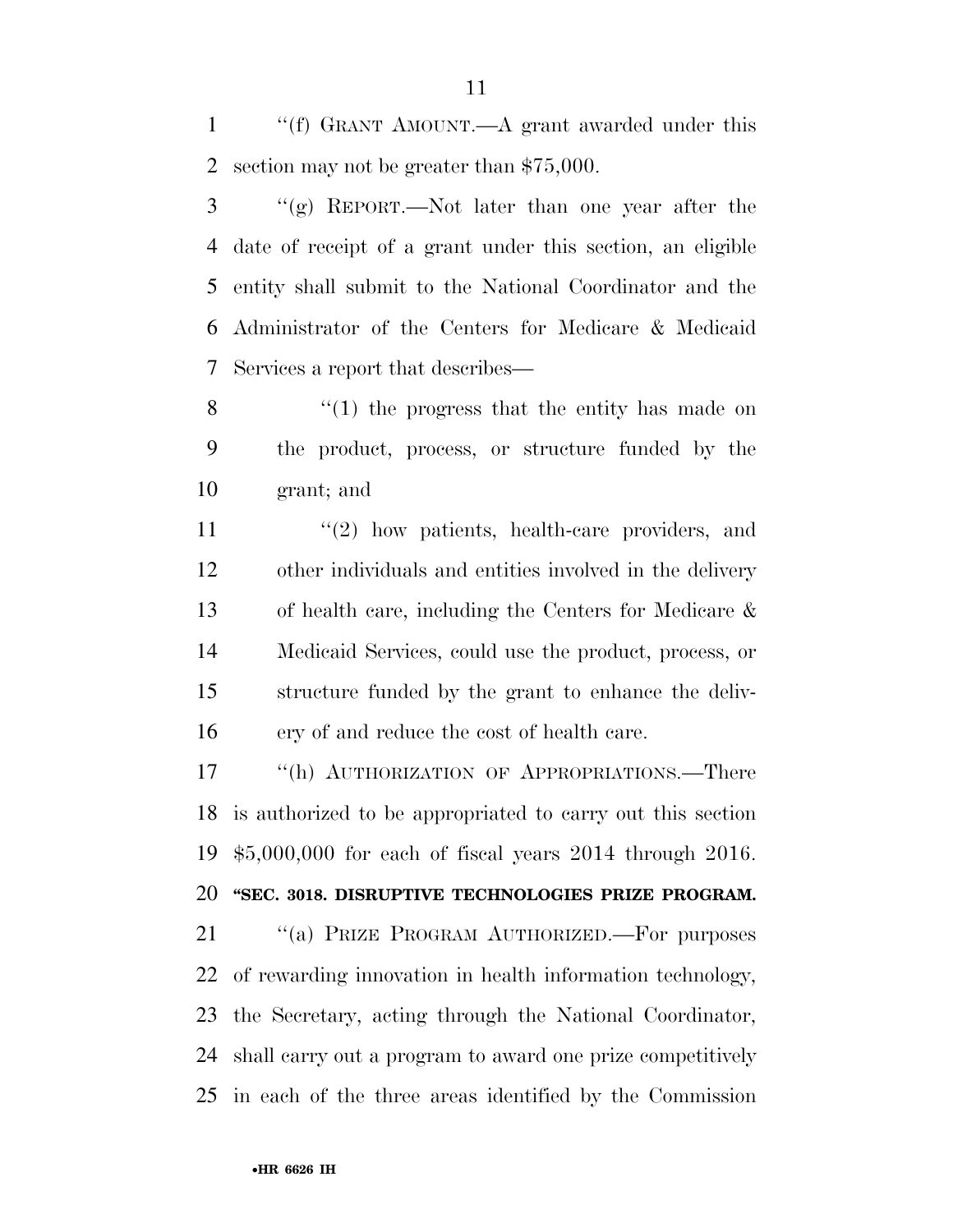"(f) GRANT AMOUNT.—A grant awarded under this section may not be greater than $75,000.

"(g) REPORT.—Not later than one year after the date of receipt of a grant under this section, an eligible entity shall submit to the National Coordinator and the Administrator of the Centers for Medicare & Medicaid Services a report that describes—

"(1) the progress that the entity has made on the product, process, or structure funded by the grant; and

"(2) how patients, health-care providers, and other individuals and entities involved in the delivery of health care, including the Centers for Medicare & Medicaid Services, could use the product, process, or structure funded by the grant to enhance the delivery of and reduce the cost of health care.

"(h) AUTHORIZATION OF APPROPRIATIONS.—There is authorized to be appropriated to carry out this section $5,000,000 for each of fiscal years 2014 through 2016.

**"SEC. 3018. DISRUPTIVE TECHNOLOGIES PRIZE PROGRAM.**

"(a) PRIZE PROGRAM AUTHORIZED.—For purposes of rewarding innovation in health information technology, the Secretary, acting through the National Coordinator, shall carry out a program to award one prize competitively in each of the three areas identified by the Commission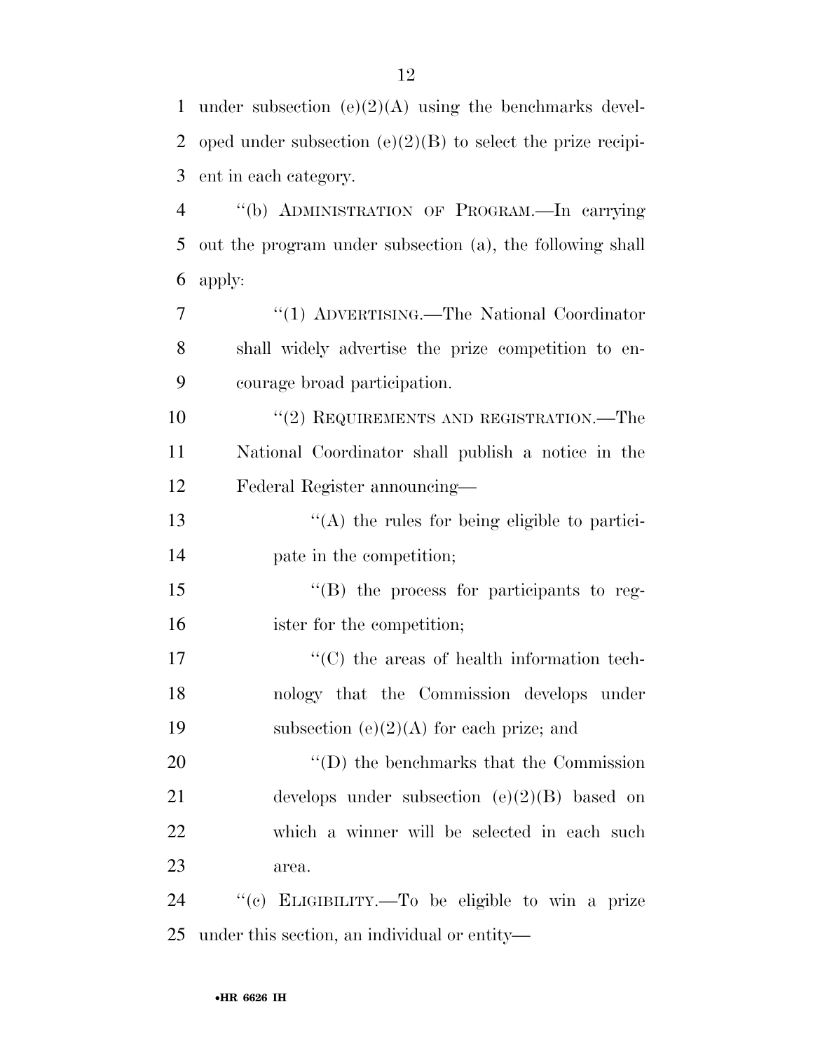under subsection (e)(2)(A) using the benchmarks developed under subsection (e)(2)(B) to select the prize recipient in each category.

"(b) ADMINISTRATION OF PROGRAM.—In carrying out the program under subsection (a), the following shall apply:

"(1) ADVERTISING.—The National Coordinator shall widely advertise the prize competition to encourage broad participation.

"(2) REQUIREMENTS AND REGISTRATION.—The National Coordinator shall publish a notice in the Federal Register announcing—

"(A) the rules for being eligible to participate in the competition;

"(B) the process for participants to register for the competition;

"(C) the areas of health information technology that the Commission develops under subsection (e)(2)(A) for each prize; and

"(D) the benchmarks that the Commission develops under subsection (e)(2)(B) based on which a winner will be selected in each such area.

"(c) ELIGIBILITY.—To be eligible to win a prize under this section, an individual or entity—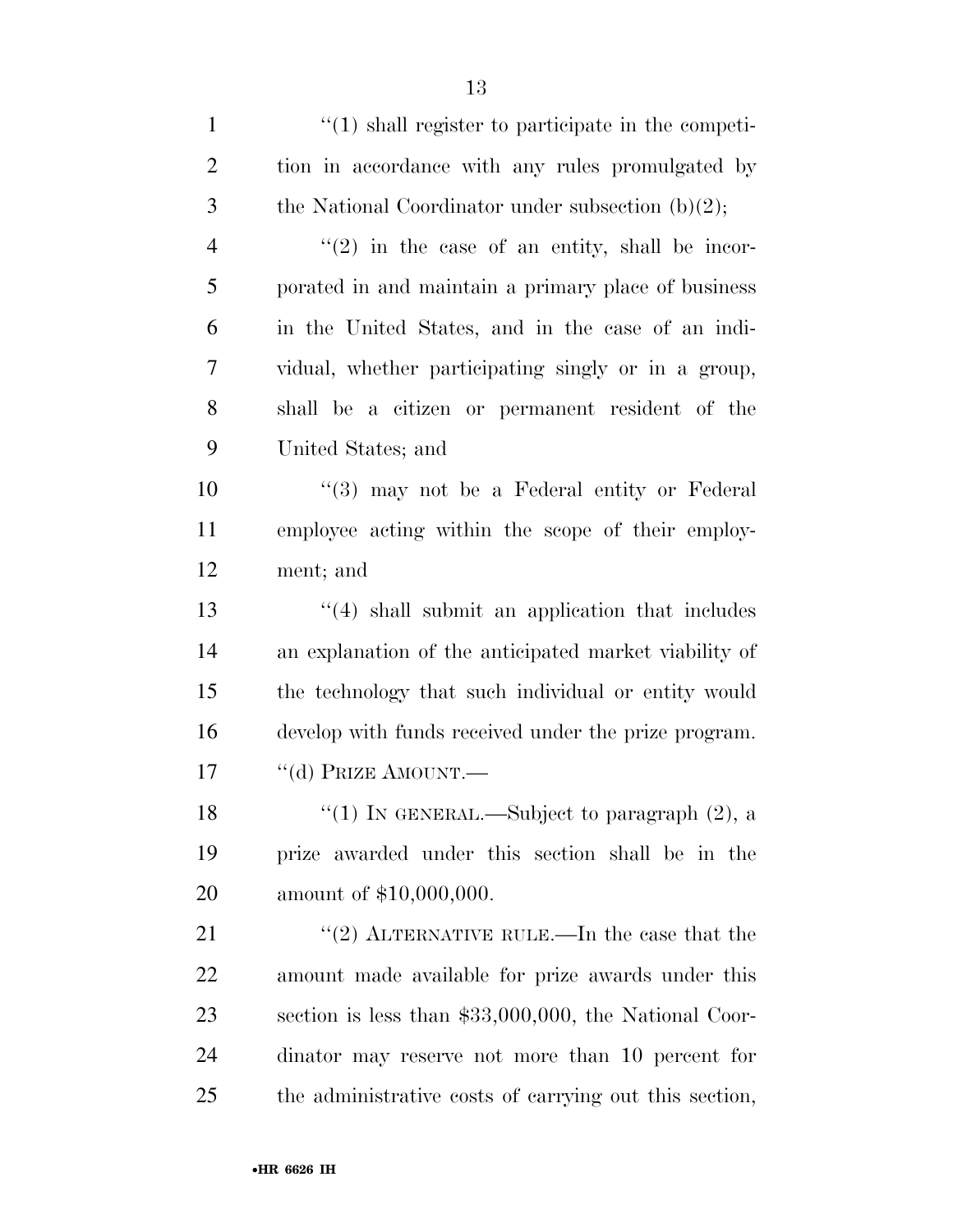''(1) shall register to participate in the competition in accordance with any rules promulgated by the National Coordinator under subsection (b)(2);

''(2) in the case of an entity, shall be incorporated in and maintain a primary place of business in the United States, and in the case of an individual, whether participating singly or in a group, shall be a citizen or permanent resident of the United States; and

''(3) may not be a Federal entity or Federal employee acting within the scope of their employment; and

''(4) shall submit an application that includes an explanation of the anticipated market viability of the technology that such individual or entity would develop with funds received under the prize program.

''(d) PRIZE AMOUNT.—

''(1) IN GENERAL.—Subject to paragraph (2), a prize awarded under this section shall be in the amount of $10,000,000.

''(2) ALTERNATIVE RULE.—In the case that the amount made available for prize awards under this section is less than $33,000,000, the National Coordinator may reserve not more than 10 percent for the administrative costs of carrying out this section,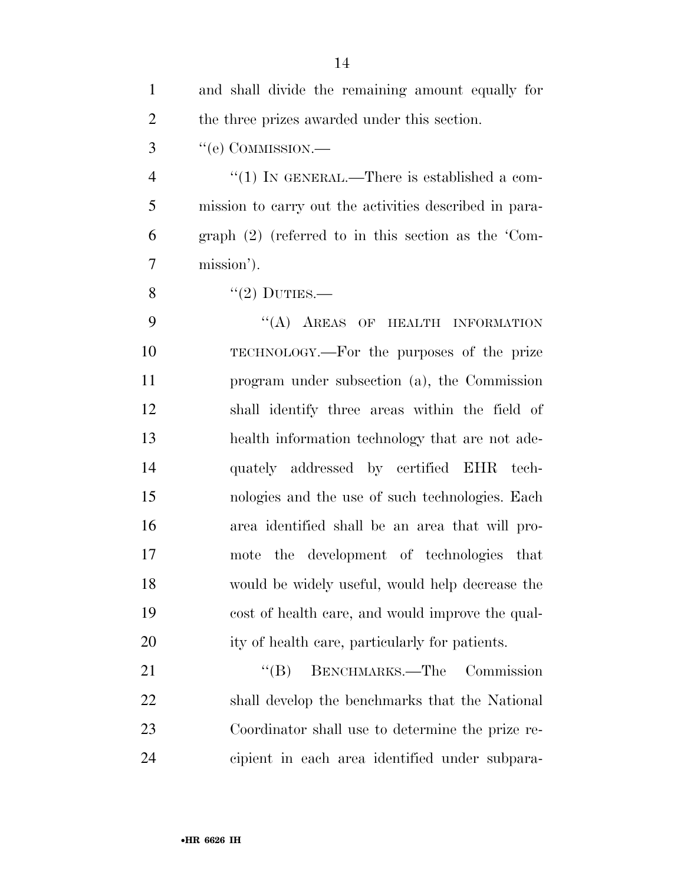and shall divide the remaining amount equally for the three prizes awarded under this section.

''(e) COMMISSION.—

''(1) IN GENERAL.—There is established a commission to carry out the activities described in paragraph (2) (referred to in this section as the 'Commission').

''(2) DUTIES.—

''(A) AREAS OF HEALTH INFORMATION TECHNOLOGY.—For the purposes of the prize program under subsection (a), the Commission shall identify three areas within the field of health information technology that are not adequately addressed by certified EHR technologies and the use of such technologies. Each area identified shall be an area that will promote the development of technologies that would be widely useful, would help decrease the cost of health care, and would improve the quality of health care, particularly for patients.

''(B) BENCHMARKS.—The Commission shall develop the benchmarks that the National Coordinator shall use to determine the prize recipient in each area identified under subpara-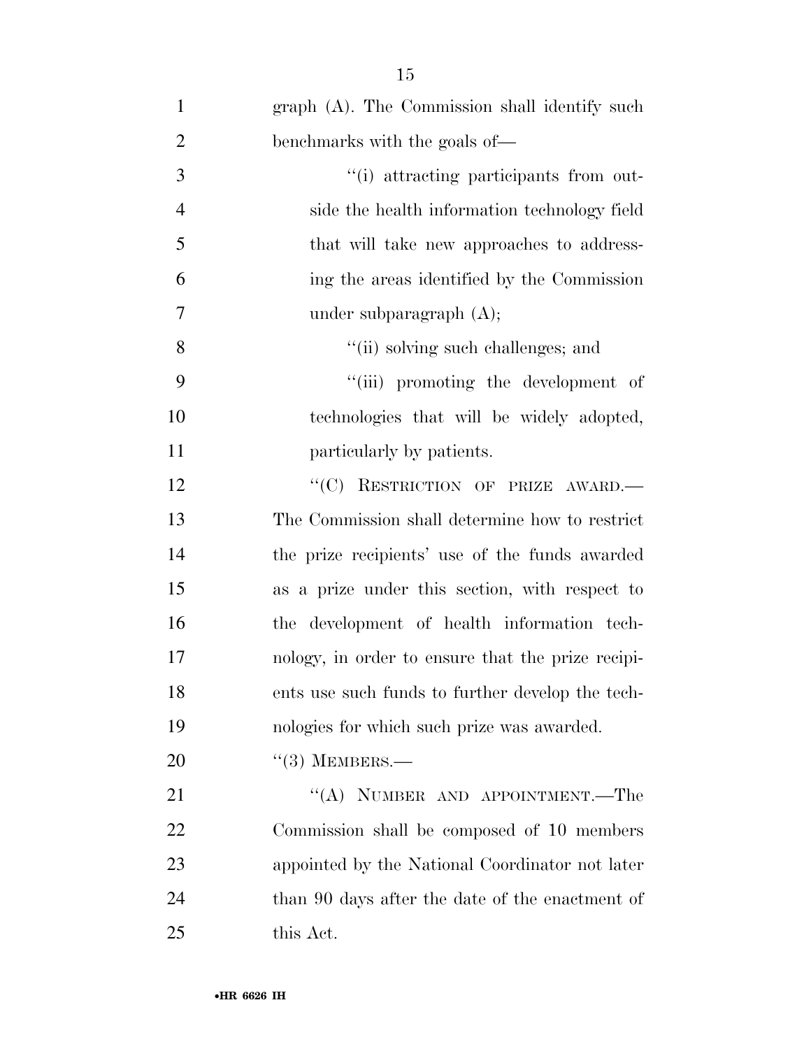graph (A). The Commission shall identify such benchmarks with the goals of—

"(i) attracting participants from outside the health information technology field that will take new approaches to addressing the areas identified by the Commission under subparagraph (A);

"(ii) solving such challenges; and

"(iii) promoting the development of technologies that will be widely adopted, particularly by patients.

"(C) RESTRICTION OF PRIZE AWARD.—The Commission shall determine how to restrict the prize recipients' use of the funds awarded as a prize under this section, with respect to the development of health information technology, in order to ensure that the prize recipients use such funds to further develop the technologies for which such prize was awarded.

"(3) MEMBERS.—

"(A) NUMBER AND APPOINTMENT.—The Commission shall be composed of 10 members appointed by the National Coordinator not later than 90 days after the date of the enactment of this Act.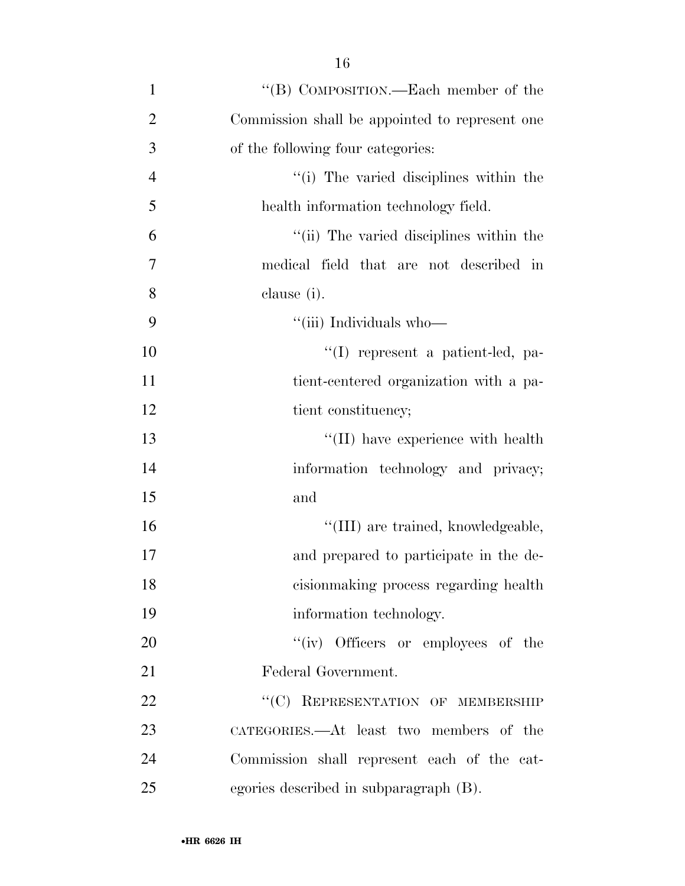"(B) COMPOSITION.—Each member of the Commission shall be appointed to represent one of the following four categories:

"(i) The varied disciplines within the health information technology field.

"(ii) The varied disciplines within the medical field that are not described in clause (i).

"(iii) Individuals who—

"(I) represent a patient-led, patient-centered organization with a patient constituency;

"(II) have experience with health information technology and privacy; and

"(III) are trained, knowledgeable, and prepared to participate in the decisionmaking process regarding health information technology.

"(iv) Officers or employees of the Federal Government.

"(C) REPRESENTATION OF MEMBERSHIP CATEGORIES.—At least two members of the Commission shall represent each of the categories described in subparagraph (B).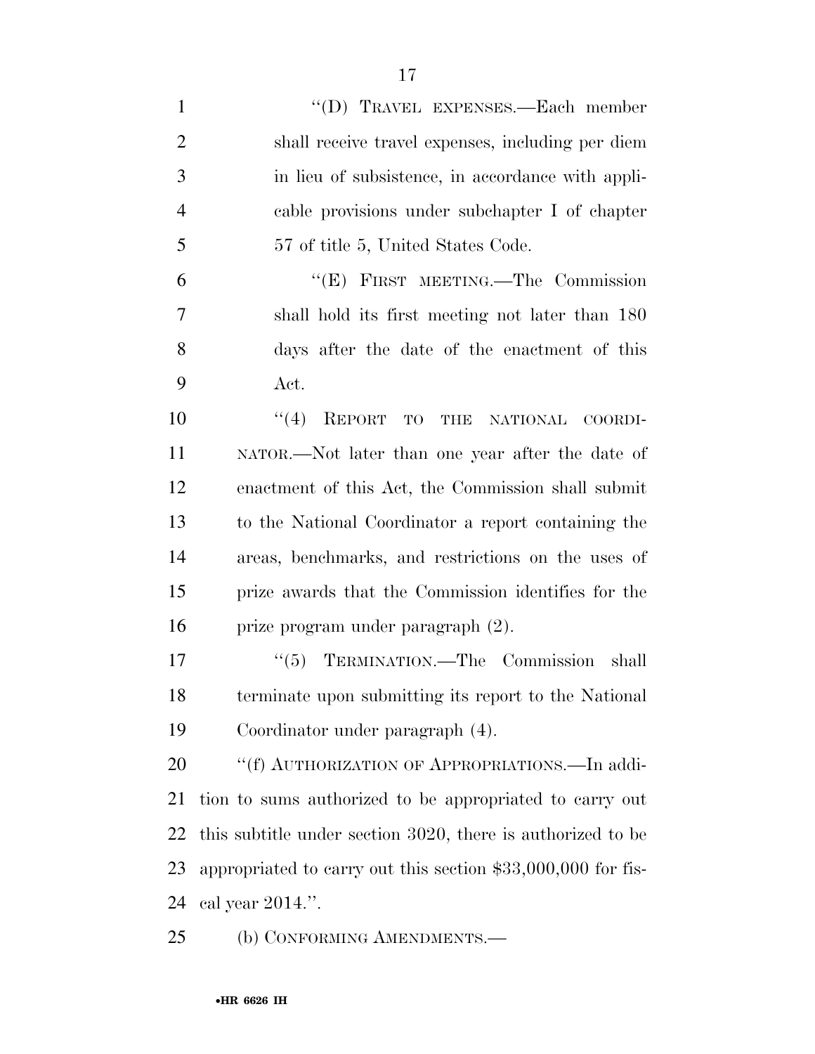"(D) TRAVEL EXPENSES.—Each member shall receive travel expenses, including per diem in lieu of subsistence, in accordance with applicable provisions under subchapter I of chapter 57 of title 5, United States Code.

"(E) FIRST MEETING.—The Commission shall hold its first meeting not later than 180 days after the date of the enactment of this Act.

"(4) REPORT TO THE NATIONAL COORDINATOR.—Not later than one year after the date of enactment of this Act, the Commission shall submit to the National Coordinator a report containing the areas, benchmarks, and restrictions on the uses of prize awards that the Commission identifies for the prize program under paragraph (2).

"(5) TERMINATION.—The Commission shall terminate upon submitting its report to the National Coordinator under paragraph (4).

"(f) AUTHORIZATION OF APPROPRIATIONS.—In addition to sums authorized to be appropriated to carry out this subtitle under section 3020, there is authorized to be appropriated to carry out this section $33,000,000 for fiscal year 2014.".

(b) CONFORMING AMENDMENTS.—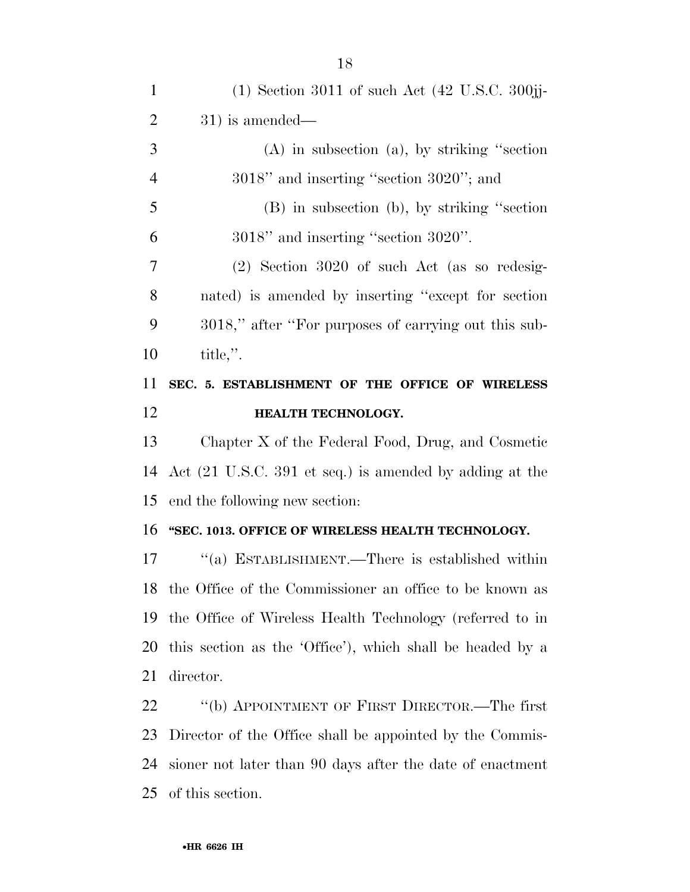(1) Section 3011 of such Act (42 U.S.C. 300jj-31) is amended—

(A) in subsection (a), by striking ''section 3018'' and inserting ''section 3020''; and

(B) in subsection (b), by striking ''section 3018'' and inserting ''section 3020''.

(2) Section 3020 of such Act (as so redesignated) is amended by inserting ''except for section 3018,'' after ''For purposes of carrying out this subtitle,''.

## SEC. 5. ESTABLISHMENT OF THE OFFICE OF WIRELESS HEALTH TECHNOLOGY.

Chapter X of the Federal Food, Drug, and Cosmetic Act (21 U.S.C. 391 et seq.) is amended by adding at the end the following new section:

### ''SEC. 1013. OFFICE OF WIRELESS HEALTH TECHNOLOGY.

''(a) ESTABLISHMENT.—There is established within the Office of the Commissioner an office to be known as the Office of Wireless Health Technology (referred to in this section as the 'Office'), which shall be headed by a director.

''(b) APPOINTMENT OF FIRST DIRECTOR.—The first Director of the Office shall be appointed by the Commissioner not later than 90 days after the date of enactment of this section.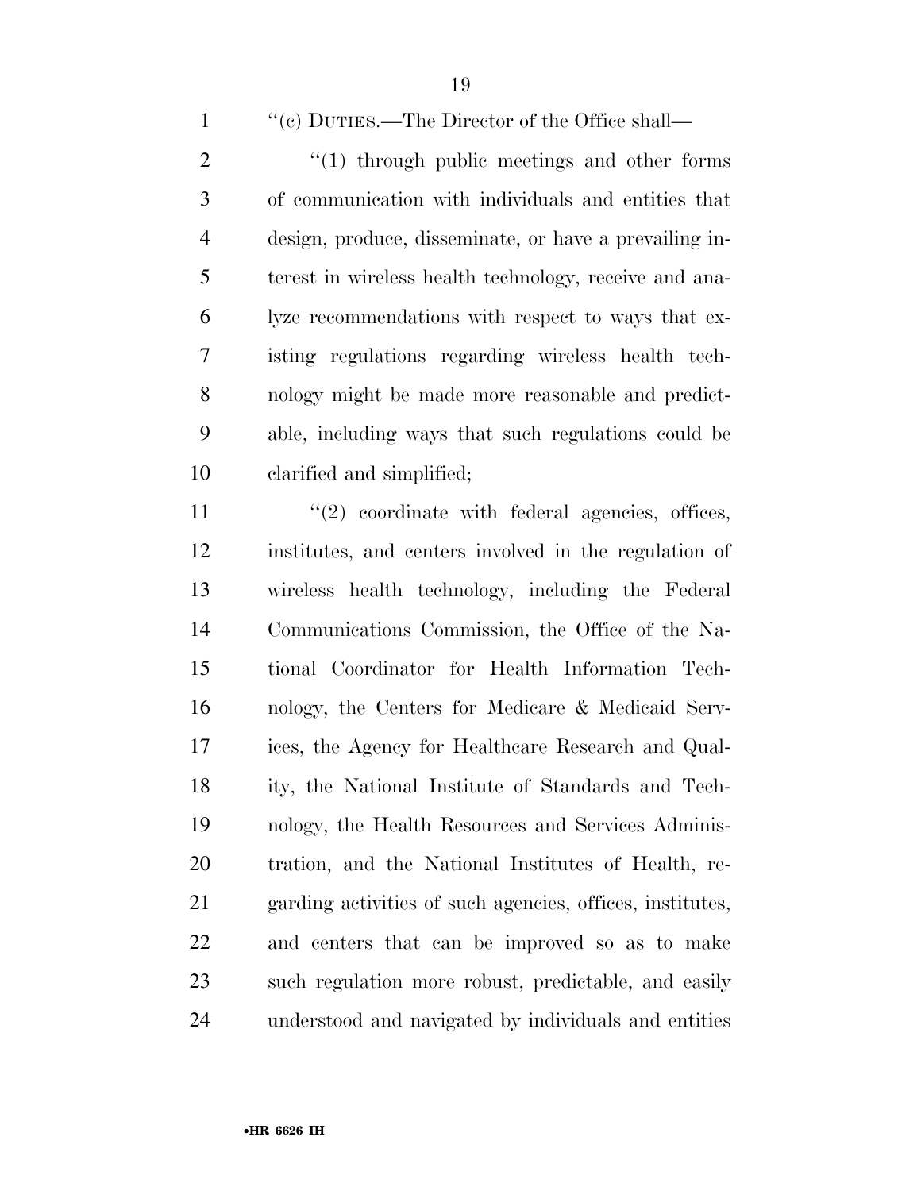''(c) DUTIES.—The Director of the Office shall—

''(1) through public meetings and other forms of communication with individuals and entities that design, produce, disseminate, or have a prevailing interest in wireless health technology, receive and analyze recommendations with respect to ways that existing regulations regarding wireless health technology might be made more reasonable and predictable, including ways that such regulations could be clarified and simplified;

''(2) coordinate with federal agencies, offices, institutes, and centers involved in the regulation of wireless health technology, including the Federal Communications Commission, the Office of the National Coordinator for Health Information Technology, the Centers for Medicare & Medicaid Services, the Agency for Healthcare Research and Quality, the National Institute of Standards and Technology, the Health Resources and Services Administration, and the National Institutes of Health, regarding activities of such agencies, offices, institutes, and centers that can be improved so as to make such regulation more robust, predictable, and easily understood and navigated by individuals and entities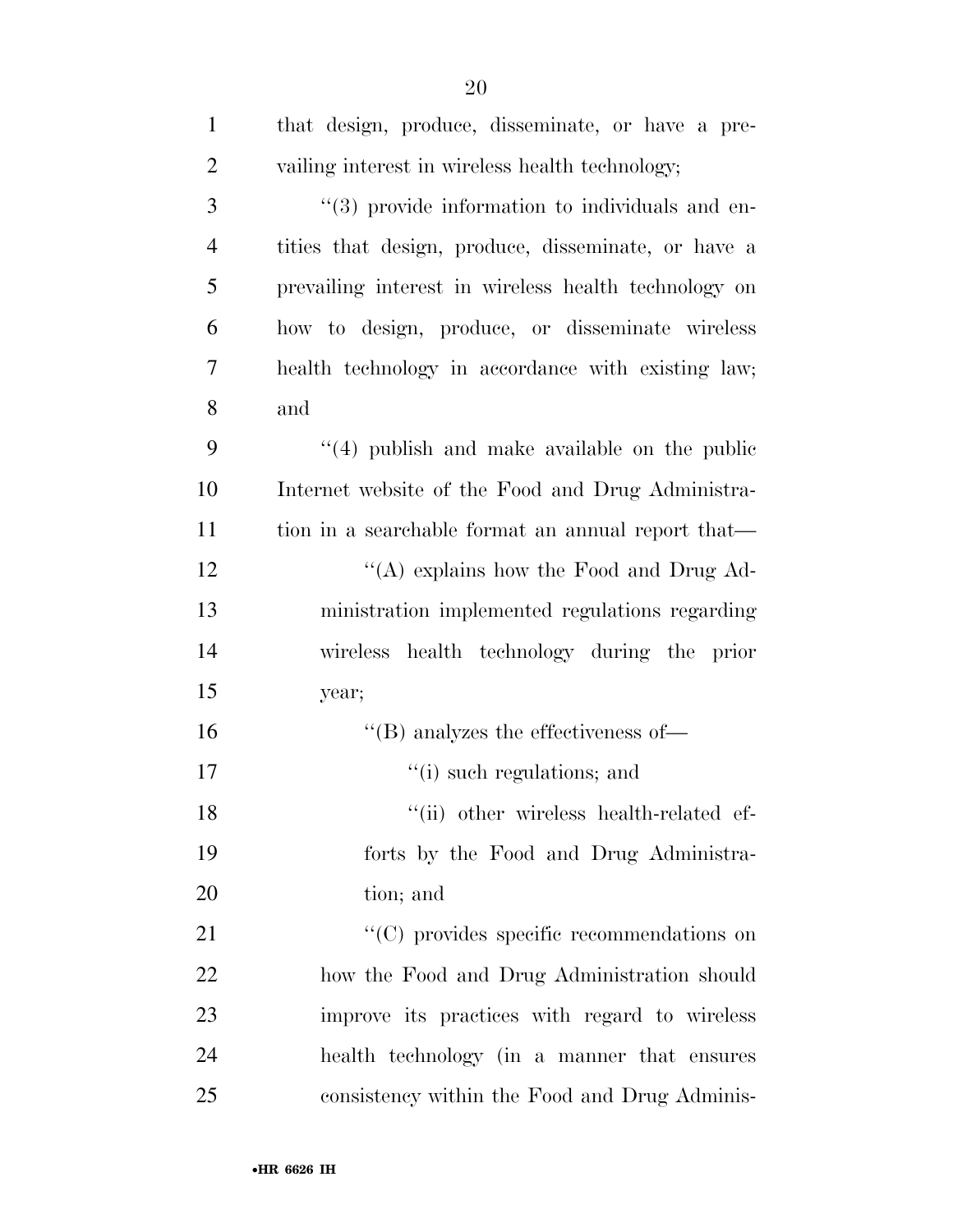that design, produce, disseminate, or have a prevailing interest in wireless health technology;

''(3) provide information to individuals and entities that design, produce, disseminate, or have a prevailing interest in wireless health technology on how to design, produce, or disseminate wireless health technology in accordance with existing law; and

''(4) publish and make available on the public Internet website of the Food and Drug Administration in a searchable format an annual report that—

''(A) explains how the Food and Drug Administration implemented regulations regarding wireless health technology during the prior year;

''(B) analyzes the effectiveness of—

''(i) such regulations; and

''(ii) other wireless health-related efforts by the Food and Drug Administration; and

''(C) provides specific recommendations on how the Food and Drug Administration should improve its practices with regard to wireless health technology (in a manner that ensures consistency within the Food and Drug Adminis-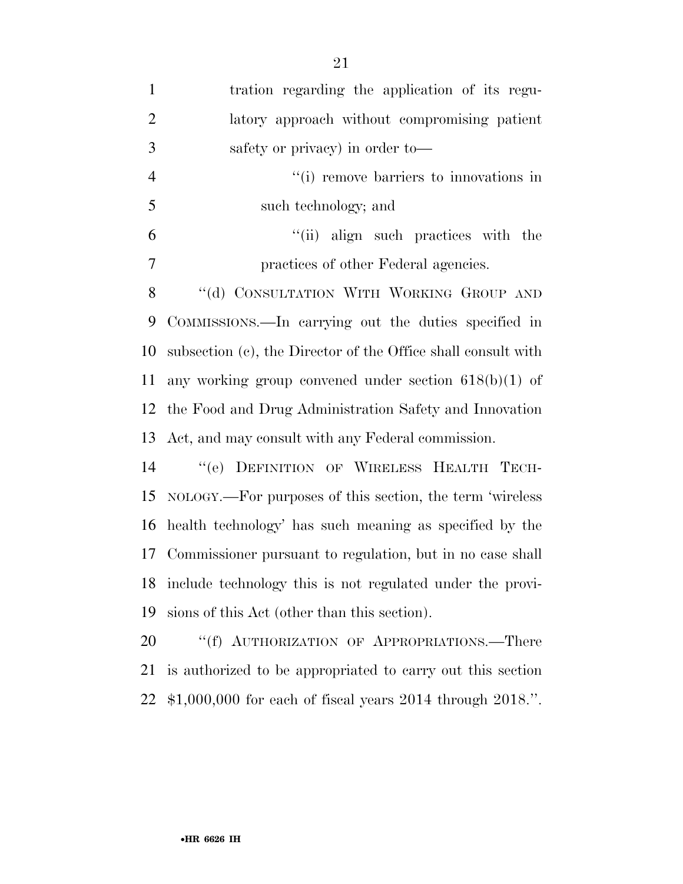tration regarding the application of its regulatory approach without compromising patient safety or privacy) in order to—

''(i) remove barriers to innovations in such technology; and

''(ii) align such practices with the practices of other Federal agencies.

''(d) CONSULTATION WITH WORKING GROUP AND COMMISSIONS.—In carrying out the duties specified in subsection (c), the Director of the Office shall consult with any working group convened under section 618(b)(1) of the Food and Drug Administration Safety and Innovation Act, and may consult with any Federal commission.

''(e) DEFINITION OF WIRELESS HEALTH TECHNOLOGY.—For purposes of this section, the term 'wireless health technology' has such meaning as specified by the Commissioner pursuant to regulation, but in no case shall include technology this is not regulated under the provisions of this Act (other than this section).

''(f) AUTHORIZATION OF APPROPRIATIONS.—There is authorized to be appropriated to carry out this section $1,000,000 for each of fiscal years 2014 through 2018.''.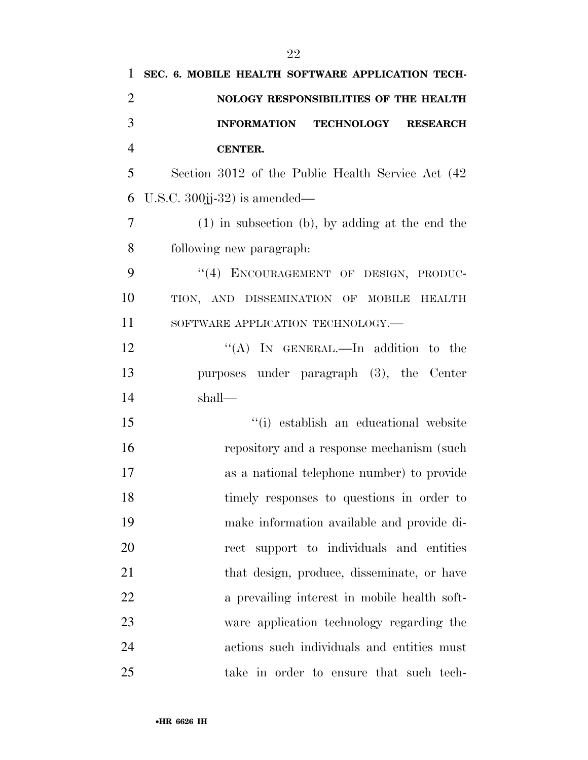**SEC. 6. MOBILE HEALTH SOFTWARE APPLICATION TECHNOLOGY RESPONSIBILITIES OF THE HEALTH INFORMATION TECHNOLOGY RESEARCH CENTER.**

Section 3012 of the Public Health Service Act (42 U.S.C. 300jj-32) is amended—

(1) in subsection (b), by adding at the end the following new paragraph:

"(4) ENCOURAGEMENT OF DESIGN, PRODUCTION, AND DISSEMINATION OF MOBILE HEALTH SOFTWARE APPLICATION TECHNOLOGY.—

"(A) IN GENERAL.—In addition to the purposes under paragraph (3), the Center shall—

"(i) establish an educational website repository and a response mechanism (such as a national telephone number) to provide timely responses to questions in order to make information available and provide direct support to individuals and entities that design, produce, disseminate, or have a prevailing interest in mobile health software application technology regarding the actions such individuals and entities must take in order to ensure that such tech-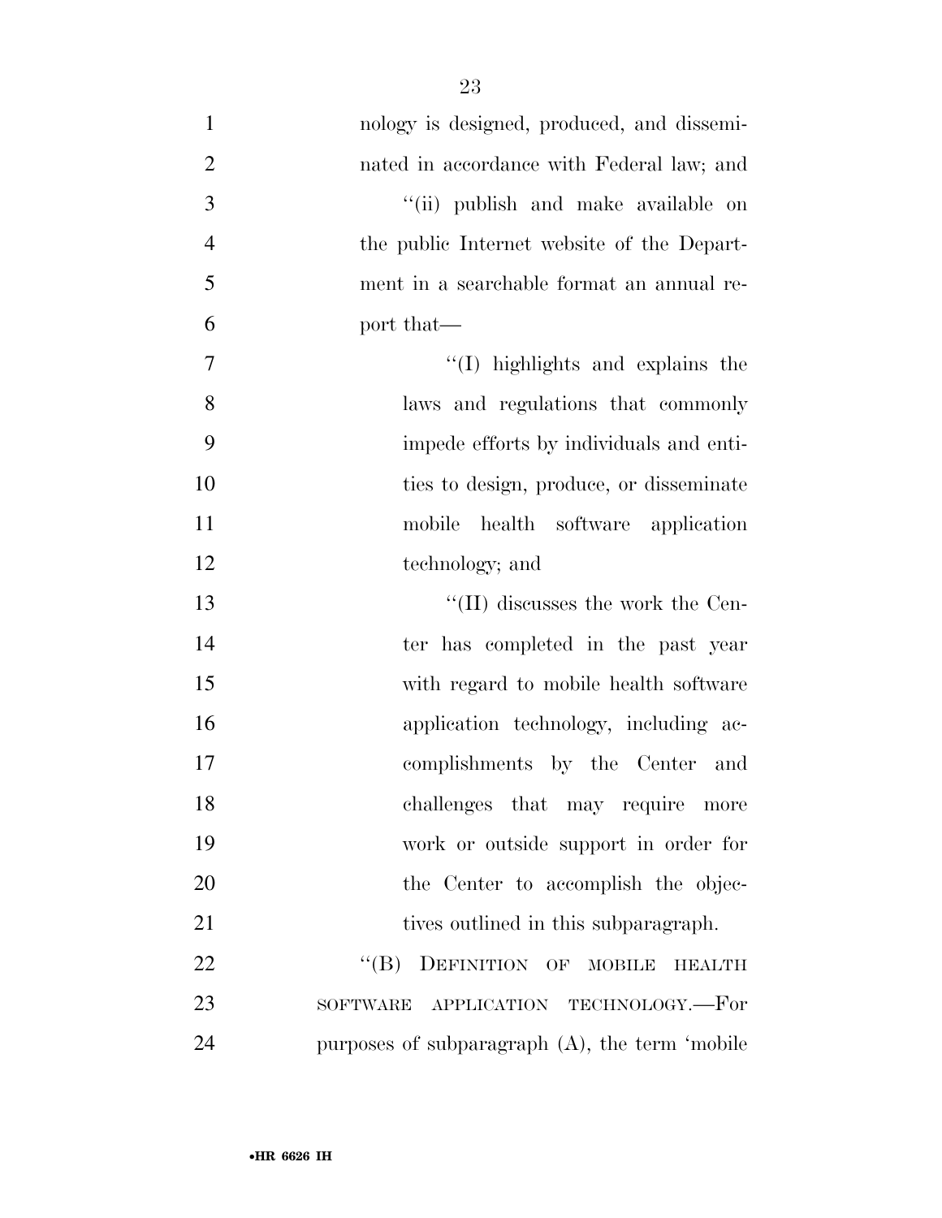nology is designed, produced, and disseminated in accordance with Federal law; and

"(ii) publish and make available on the public Internet website of the Department in a searchable format an annual report that—

"(I) highlights and explains the laws and regulations that commonly impede efforts by individuals and entities to design, produce, or disseminate mobile health software application technology; and

"(II) discusses the work the Center has completed in the past year with regard to mobile health software application technology, including accomplishments by the Center and challenges that may require more work or outside support in order for the Center to accomplish the objectives outlined in this subparagraph.

"(B) DEFINITION OF MOBILE HEALTH SOFTWARE APPLICATION TECHNOLOGY.—For purposes of subparagraph (A), the term 'mobile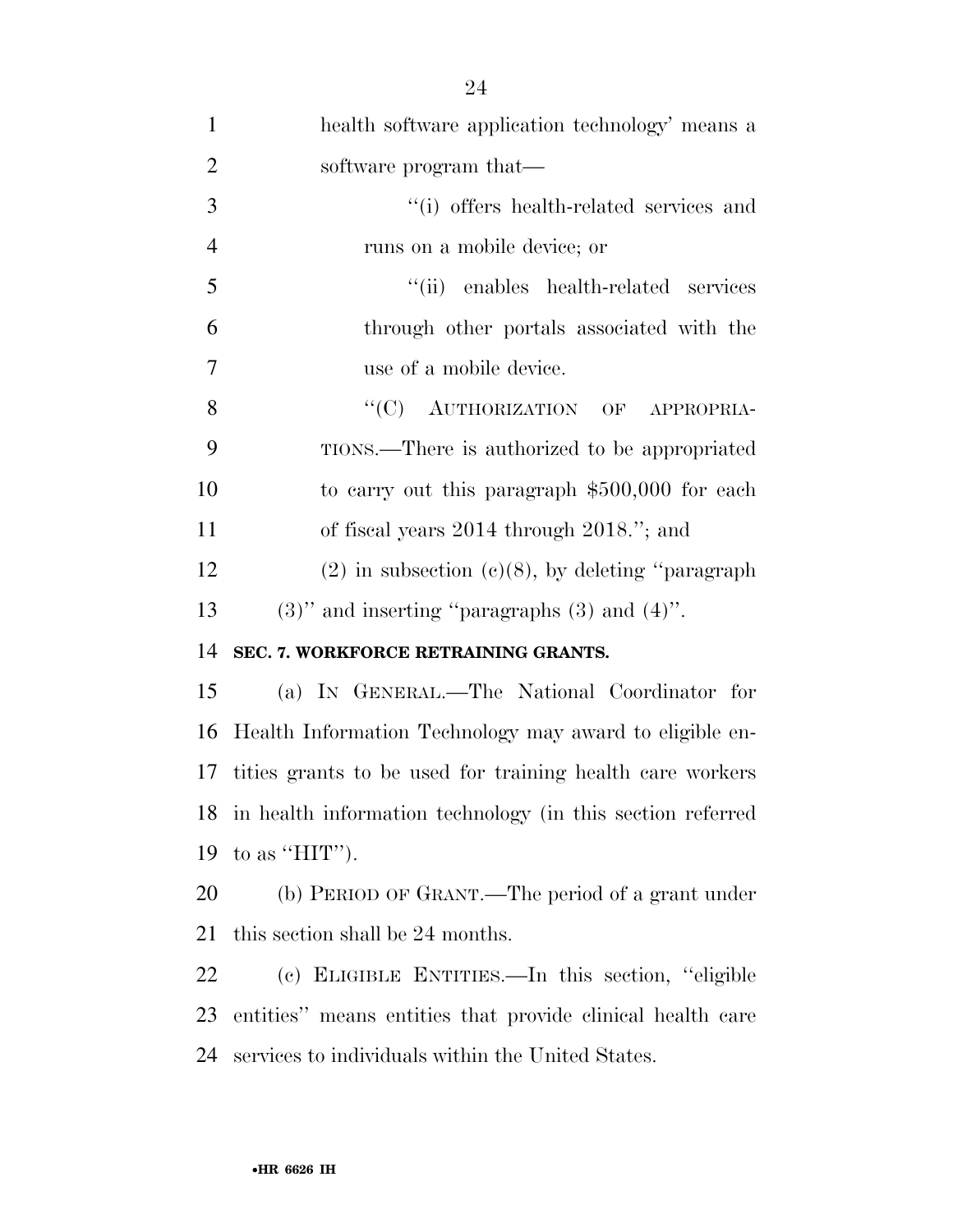health software application technology' means a software program that—

''(i) offers health-related services and runs on a mobile device; or

''(ii) enables health-related services through other portals associated with the use of a mobile device.

''(C) AUTHORIZATION OF APPROPRIATIONS.—There is authorized to be appropriated to carry out this paragraph $500,000 for each of fiscal years 2014 through 2018.''; and

(2) in subsection (c)(8), by deleting ''paragraph (3)'' and inserting ''paragraphs (3) and (4)''.

**SEC. 7. WORKFORCE RETRAINING GRANTS.**

(a) IN GENERAL.—The National Coordinator for Health Information Technology may award to eligible entities grants to be used for training health care workers in health information technology (in this section referred to as ''HIT'').

(b) PERIOD OF GRANT.—The period of a grant under this section shall be 24 months.

(c) ELIGIBLE ENTITIES.—In this section, ''eligible entities'' means entities that provide clinical health care services to individuals within the United States.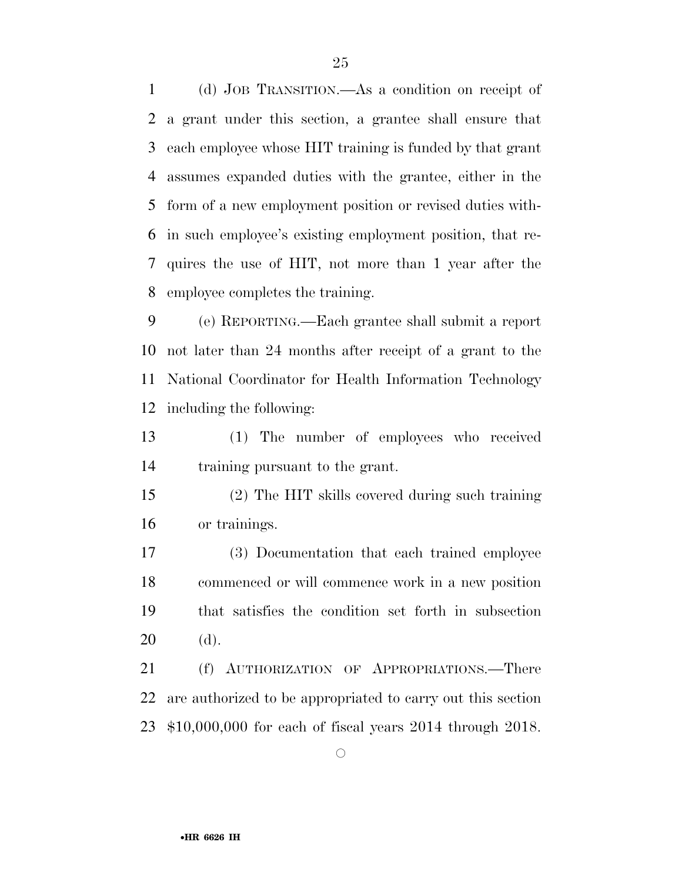(d) JOB TRANSITION.—As a condition on receipt of a grant under this section, a grantee shall ensure that each employee whose HIT training is funded by that grant assumes expanded duties with the grantee, either in the form of a new employment position or revised duties within such employee's existing employment position, that requires the use of HIT, not more than 1 year after the employee completes the training.

(e) REPORTING.—Each grantee shall submit a report not later than 24 months after receipt of a grant to the National Coordinator for Health Information Technology including the following:

(1) The number of employees who received training pursuant to the grant.

(2) The HIT skills covered during such training or trainings.

(3) Documentation that each trained employee commenced or will commence work in a new position that satisfies the condition set forth in subsection (d).

(f) AUTHORIZATION OF APPROPRIATIONS.—There are authorized to be appropriated to carry out this section $10,000,000 for each of fiscal years 2014 through 2018.

○